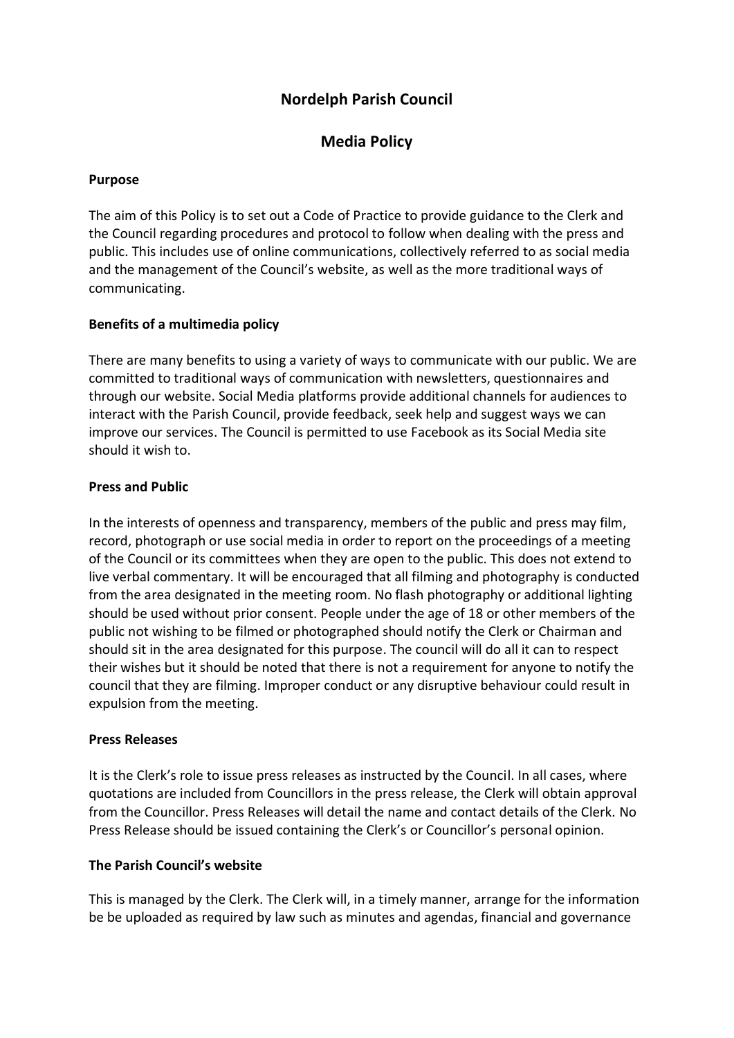# Nordelph Parish Council

## Media Policy

### Purpose

The aim of this Policy is to set out a Code of Practice to provide guidance to the Clerk and the Council regarding procedures and protocol to follow when dealing with the press and public. This includes use of online communications, collectively referred to as social media and the management of the Council's website, as well as the more traditional ways of communicating.

### Benefits of a multimedia policy

There are many benefits to using a variety of ways to communicate with our public. We are committed to traditional ways of communication with newsletters, questionnaires and through our website. Social Media platforms provide additional channels for audiences to interact with the Parish Council, provide feedback, seek help and suggest ways we can improve our services. The Council is permitted to use Facebook as its Social Media site should it wish to.

### Press and Public

In the interests of openness and transparency, members of the public and press may film, record, photograph or use social media in order to report on the proceedings of a meeting of the Council or its committees when they are open to the public. This does not extend to live verbal commentary. It will be encouraged that all filming and photography is conducted from the area designated in the meeting room. No flash photography or additional lighting should be used without prior consent. People under the age of 18 or other members of the public not wishing to be filmed or photographed should notify the Clerk or Chairman and should sit in the area designated for this purpose. The council will do all it can to respect their wishes but it should be noted that there is not a requirement for anyone to notify the council that they are filming. Improper conduct or any disruptive behaviour could result in expulsion from the meeting.

### Press Releases

It is the Clerk's role to issue press releases as instructed by the Council. In all cases, where quotations are included from Councillors in the press release, the Clerk will obtain approval from the Councillor. Press Releases will detail the name and contact details of the Clerk. No Press Release should be issued containing the Clerk's or Councillor's personal opinion.

### The Parish Council's website

This is managed by the Clerk. The Clerk will, in a timely manner, arrange for the information be be uploaded as required by law such as minutes and agendas, financial and governance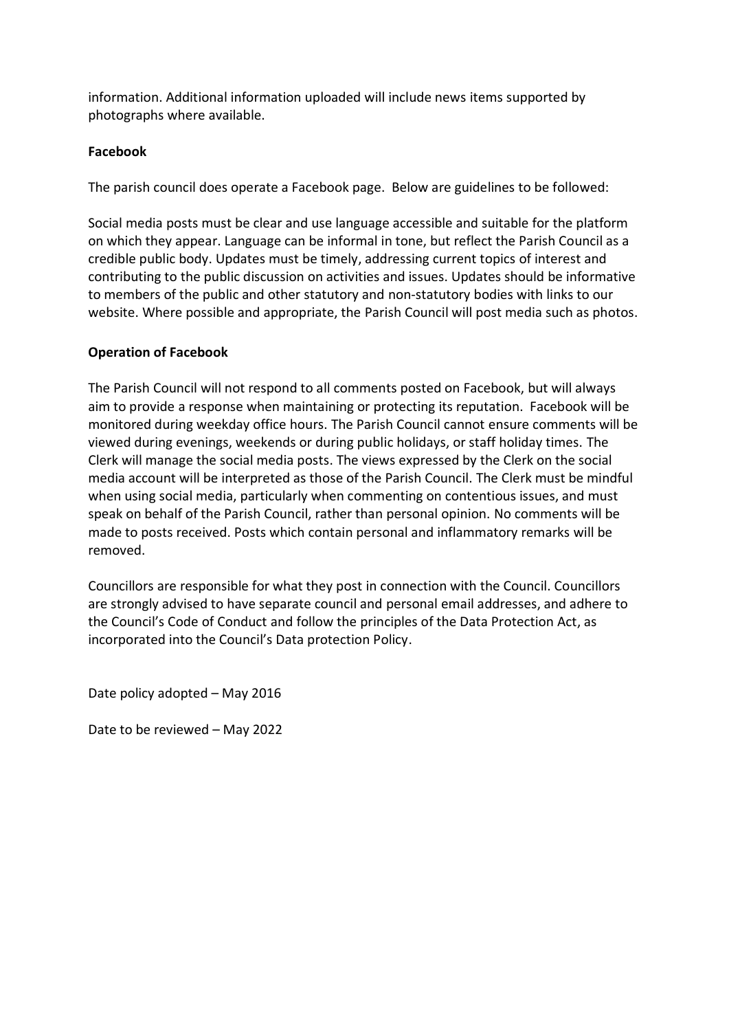information. Additional information uploaded will include news items supported by photographs where available.

**Facebook**

The parish council does operate a Facebook page. Below are guidelines to be followed:

Social media posts must be clear and use language accessible and suitable for the platform on which they appear. Language can be informal in tone, but reflect the Parish Council as a credible public body. Updates must be timely, addressing current topics of interest and contributing to the public discussion on activities and issues. Updates should be informative to members of the public and other statutory and non-statutory bodies with links to our website. Where possible and appropriate, the Parish Council will post media such as photos.

**Operation of Facebook**

The Parish Council will not respond to all comments posted on Facebook, but will always aim to provide a response when maintaining or protecting its reputation. Facebook will be monitored during weekday office hours. The Parish Council cannot ensure comments will be viewed during evenings, weekends or during public holidays, or staff holiday times. The Clerk will manage the social media posts. The views expressed by the Clerk on the social media account will be interpreted as those of the Parish Council. The Clerk must be mindful when using social media, particularly when commenting on contentious issues, and must speak on behalf of the Parish Council, rather than personal opinion. No comments will be made to posts received. Posts which contain personal and inflammatory remarks will be removed.

Councillors are responsible for what they post in connection with the Council. Councillors are strongly advised to have separate council and personal email addresses, and adhere to the Council's Code of Conduct and follow the principles of the Data Protection Act, as incorporated into the Council's Data protection Policy.

Date policy adopted – May 2016

Date to be reviewed – May 2022